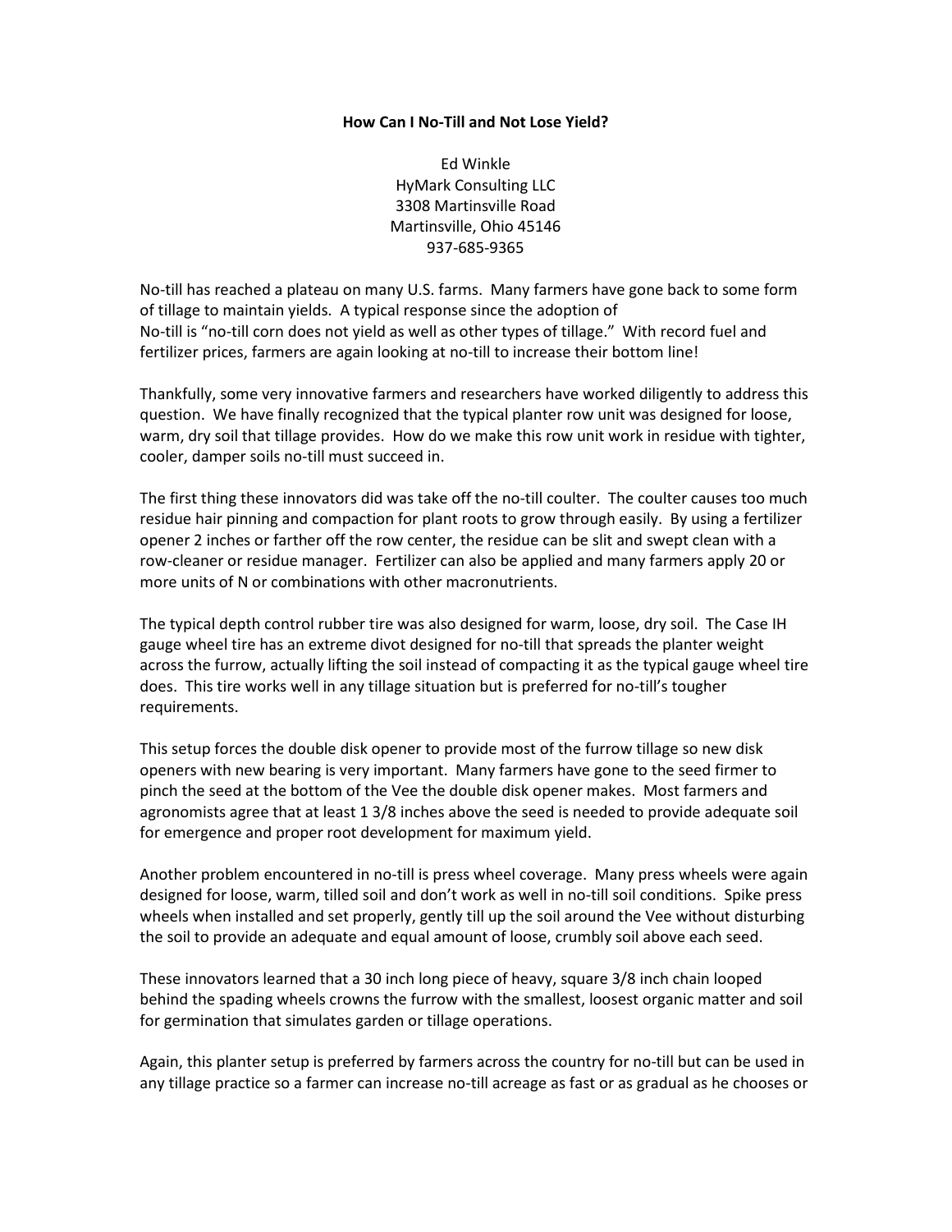**How Can I No-Till and Not Lose Yield?**

Ed Winkle
HyMark Consulting LLC
3308 Martinsville Road
Martinsville, Ohio 45146
937-685-9365

No-till has reached a plateau on many U.S. farms. Many farmers have gone back to some form of tillage to maintain yields. A typical response since the adoption of No-till is "no-till corn does not yield as well as other types of tillage." With record fuel and fertilizer prices, farmers are again looking at no-till to increase their bottom line!

Thankfully, some very innovative farmers and researchers have worked diligently to address this question. We have finally recognized that the typical planter row unit was designed for loose, warm, dry soil that tillage provides. How do we make this row unit work in residue with tighter, cooler, damper soils no-till must succeed in.

The first thing these innovators did was take off the no-till coulter. The coulter causes too much residue hair pinning and compaction for plant roots to grow through easily. By using a fertilizer opener 2 inches or farther off the row center, the residue can be slit and swept clean with a row-cleaner or residue manager. Fertilizer can also be applied and many farmers apply 20 or more units of N or combinations with other macronutrients.

The typical depth control rubber tire was also designed for warm, loose, dry soil. The Case IH gauge wheel tire has an extreme divot designed for no-till that spreads the planter weight across the furrow, actually lifting the soil instead of compacting it as the typical gauge wheel tire does. This tire works well in any tillage situation but is preferred for no-till's tougher requirements.

This setup forces the double disk opener to provide most of the furrow tillage so new disk openers with new bearing is very important. Many farmers have gone to the seed firmer to pinch the seed at the bottom of the Vee the double disk opener makes. Most farmers and agronomists agree that at least 1 3/8 inches above the seed is needed to provide adequate soil for emergence and proper root development for maximum yield.

Another problem encountered in no-till is press wheel coverage. Many press wheels were again designed for loose, warm, tilled soil and don't work as well in no-till soil conditions. Spike press wheels when installed and set properly, gently till up the soil around the Vee without disturbing the soil to provide an adequate and equal amount of loose, crumbly soil above each seed.

These innovators learned that a 30 inch long piece of heavy, square 3/8 inch chain looped behind the spading wheels crowns the furrow with the smallest, loosest organic matter and soil for germination that simulates garden or tillage operations.

Again, this planter setup is preferred by farmers across the country for no-till but can be used in any tillage practice so a farmer can increase no-till acreage as fast or as gradual as he chooses or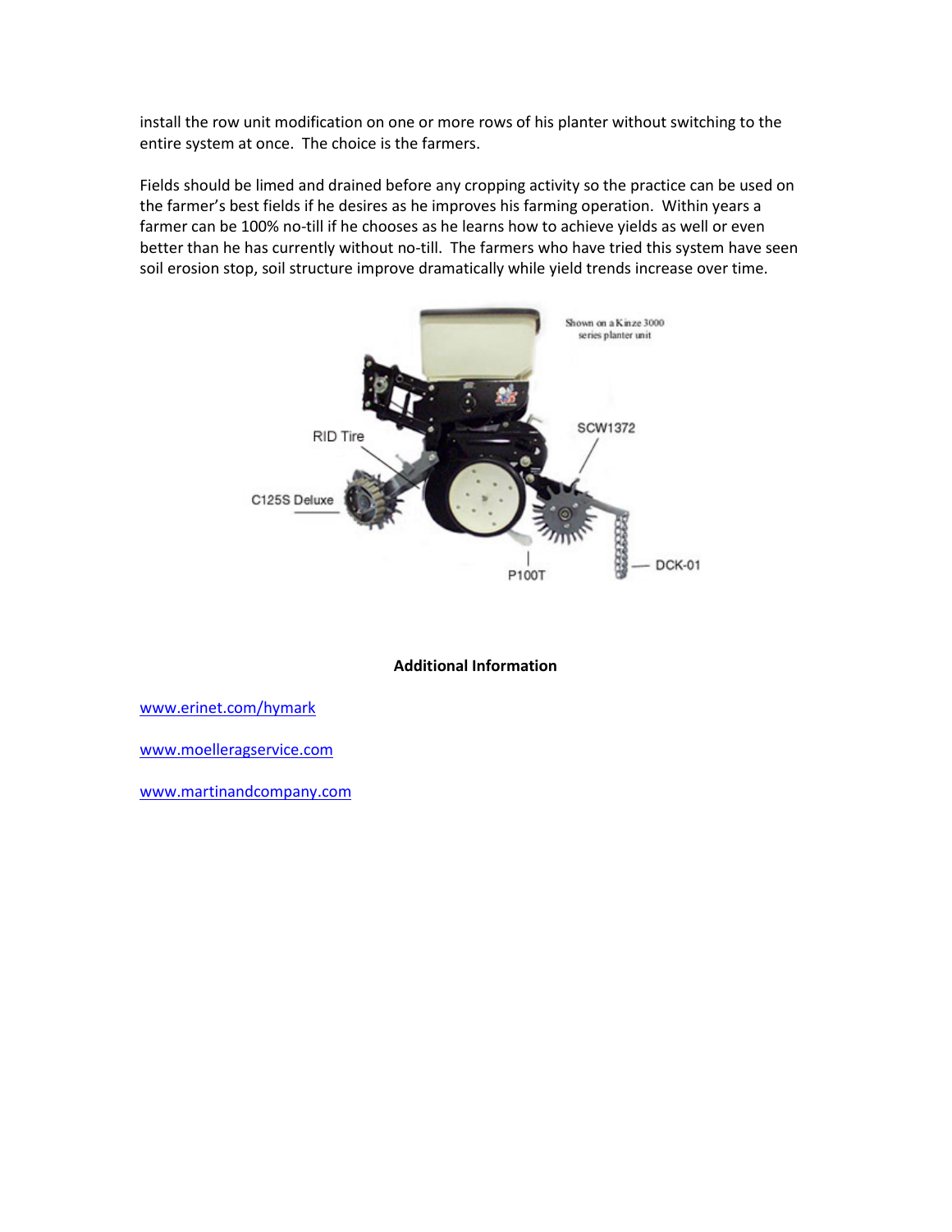install the row unit modification on one or more rows of his planter without switching to the entire system at once. The choice is the farmers.

Fields should be limed and drained before any cropping activity so the practice can be used on the farmer's best fields if he desires as he improves his farming operation. Within years a farmer can be 100% no-till if he chooses as he learns how to achieve yields as well or even better than he has currently without no-till. The farmers who have tried this system have seen soil erosion stop, soil structure improve dramatically while yield trends increase over time.

Shown on a Kinze 3000 series planter unit

RID Tire

C125S Deluxe

SCW1372

P100T

DCK-01

**Additional Information**

www.erinet.com/hymark

www.moelleragservice.com

www.martinandcompany.com